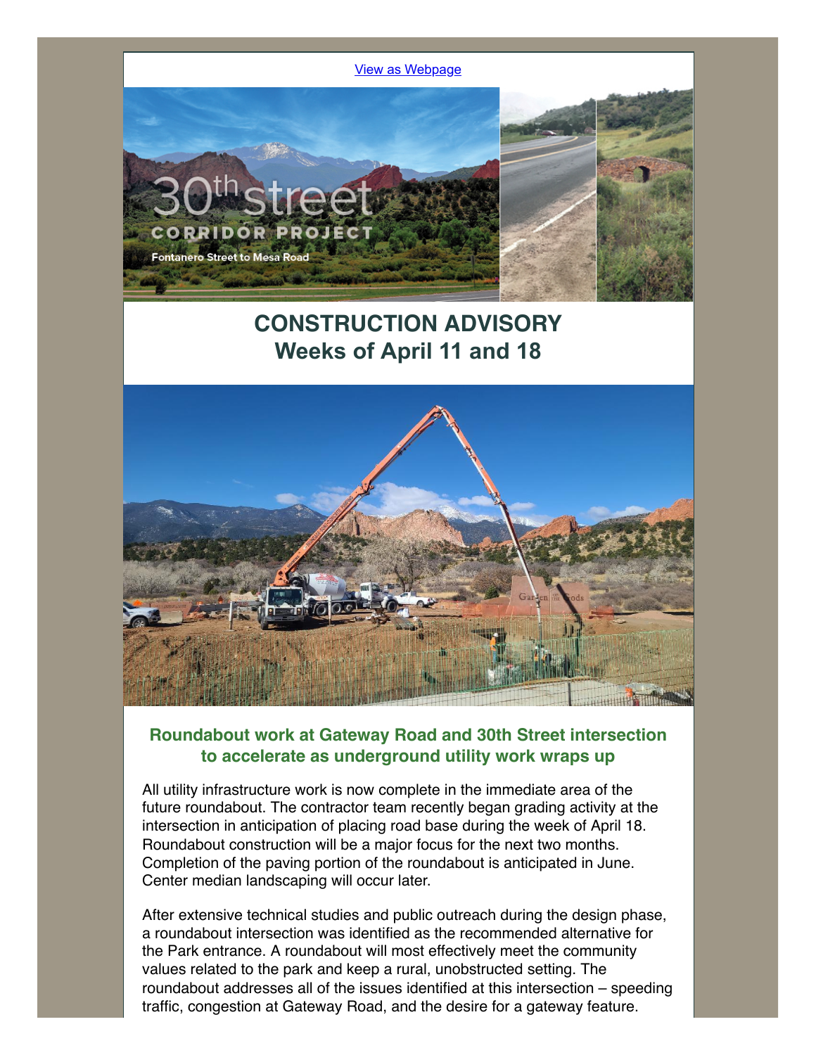View as Webpage

# CONSTRUCTION ADVISORY
# Weeks of April 11 and 18

## Roundabout work at Gateway Road and 30th Street intersection to accelerate as underground utility work wraps up

All utility infrastructure work is now complete in the immediate area of the future roundabout. The contractor team recently began grading activity at the intersection in anticipation of placing road base during the week of April 18. Roundabout construction will be a major focus for the next two months. Completion of the paving portion of the roundabout is anticipated in June. Center median landscaping will occur later.

After extensive technical studies and public outreach during the design phase, a roundabout intersection was identified as the recommended alternative for the Park entrance. A roundabout will most effectively meet the community values related to the park and keep a rural, unobstructed setting. The roundabout addresses all of the issues identified at this intersection – speeding traffic, congestion at Gateway Road, and the desire for a gateway feature.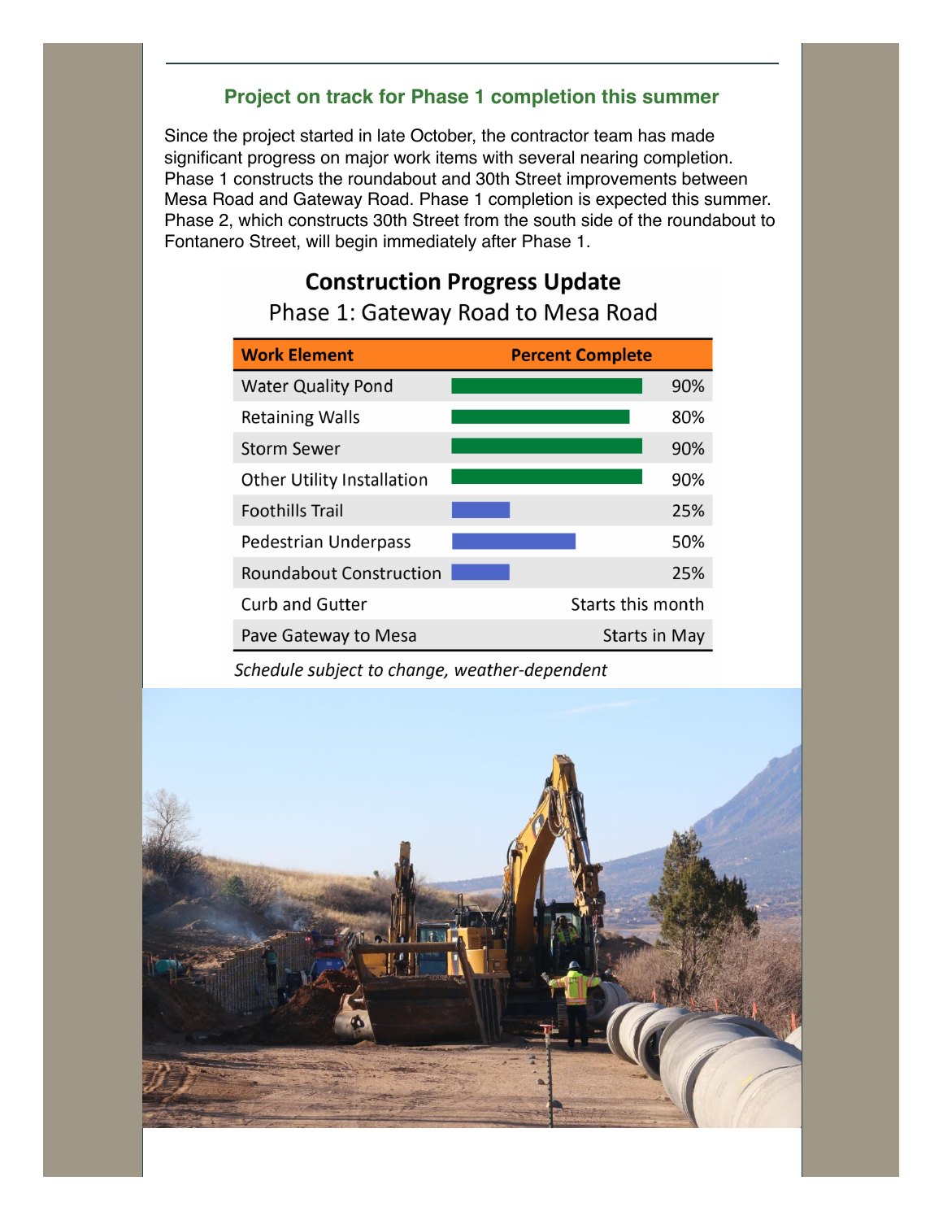## Project on track for Phase 1 completion this summer

Since the project started in late October, the contractor team has made significant progress on major work items with several nearing completion. Phase 1 constructs the roundabout and 30th Street improvements between Mesa Road and Gateway Road. Phase 1 completion is expected this summer. Phase 2, which constructs 30th Street from the south side of the roundabout to Fontanero Street, will begin immediately after Phase 1.

### Construction Progress Update

Phase 1: Gateway Road to Mesa Road

| Work Element | Percent Complete |
|---|---|
| Water Quality Pond | 90% |
| Retaining Walls | 80% |
| Storm Sewer | 90% |
| Other Utility Installation | 90% |
| Foothills Trail | 25% |
| Pedestrian Underpass | 50% |
| Roundabout Construction | 25% |
| Curb and Gutter | Starts this month |
| Pave Gateway to Mesa | Starts in May |

*Schedule subject to change, weather-dependent*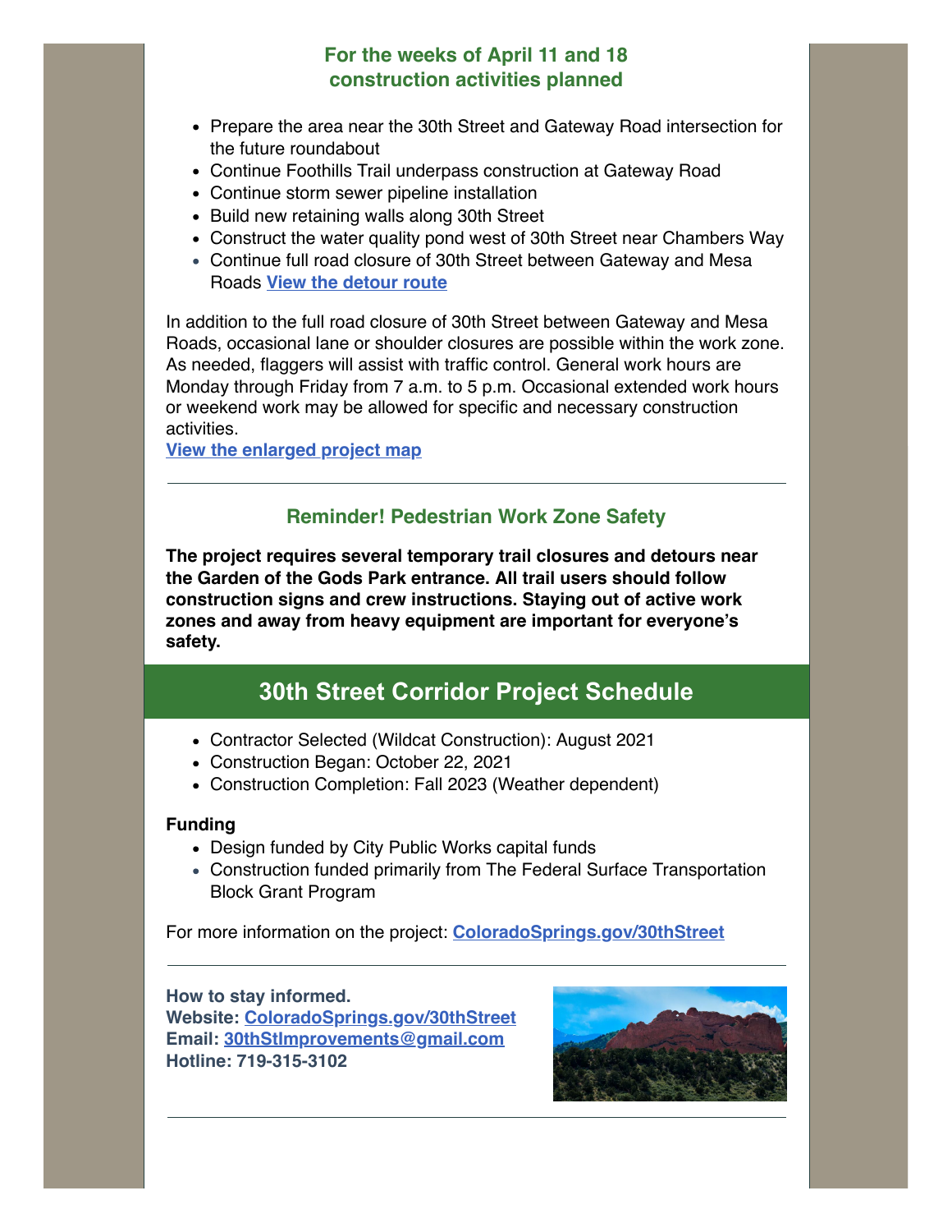## For the weeks of April 11 and 18 construction activities planned

- Prepare the area near the 30th Street and Gateway Road intersection for the future roundabout
- Continue Foothills Trail underpass construction at Gateway Road
- Continue storm sewer pipeline installation
- Build new retaining walls along 30th Street
- Construct the water quality pond west of 30th Street near Chambers Way
- Continue full road closure of 30th Street between Gateway and Mesa Roads **View the detour route**

In addition to the full road closure of 30th Street between Gateway and Mesa Roads, occasional lane or shoulder closures are possible within the work zone. As needed, flaggers will assist with traffic control. General work hours are Monday through Friday from 7 a.m. to 5 p.m. Occasional extended work hours or weekend work may be allowed for specific and necessary construction activities.

**View the enlarged project map**

---

## Reminder! Pedestrian Work Zone Safety

**The project requires several temporary trail closures and detours near the Garden of the Gods Park entrance. All trail users should follow construction signs and crew instructions. Staying out of active work zones and away from heavy equipment are important for everyone's safety.**

# 30th Street Corridor Project Schedule

- Contractor Selected (Wildcat Construction): August 2021
- Construction Began: October 22, 2021
- Construction Completion: Fall 2023 (Weather dependent)

**Funding**

- Design funded by City Public Works capital funds
- Construction funded primarily from The Federal Surface Transportation Block Grant Program

For more information on the project: **ColoradoSprings.gov/30thStreet**

---

**How to stay informed.**
**Website: ColoradoSprings.gov/30thStreet**
**Email: 30thStImprovements@gmail.com**
**Hotline: 719-315-3102**

---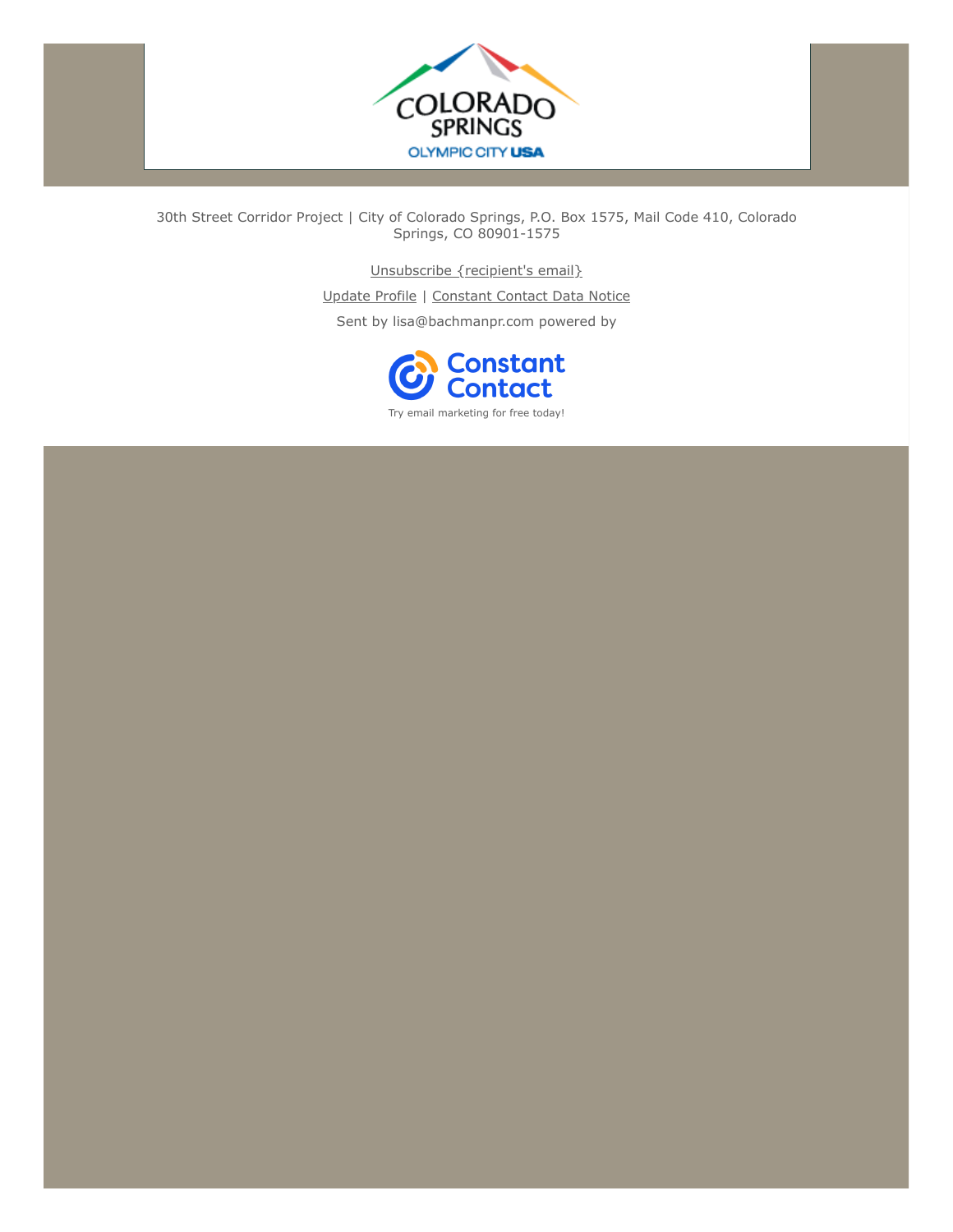30th Street Corridor Project | City of Colorado Springs, P.O. Box 1575, Mail Code 410, Colorado Springs, CO 80901-1575

Unsubscribe {recipient's email}

Update Profile | Constant Contact Data Notice

Sent by lisa@bachmanpr.com powered by

Try email marketing for free today!